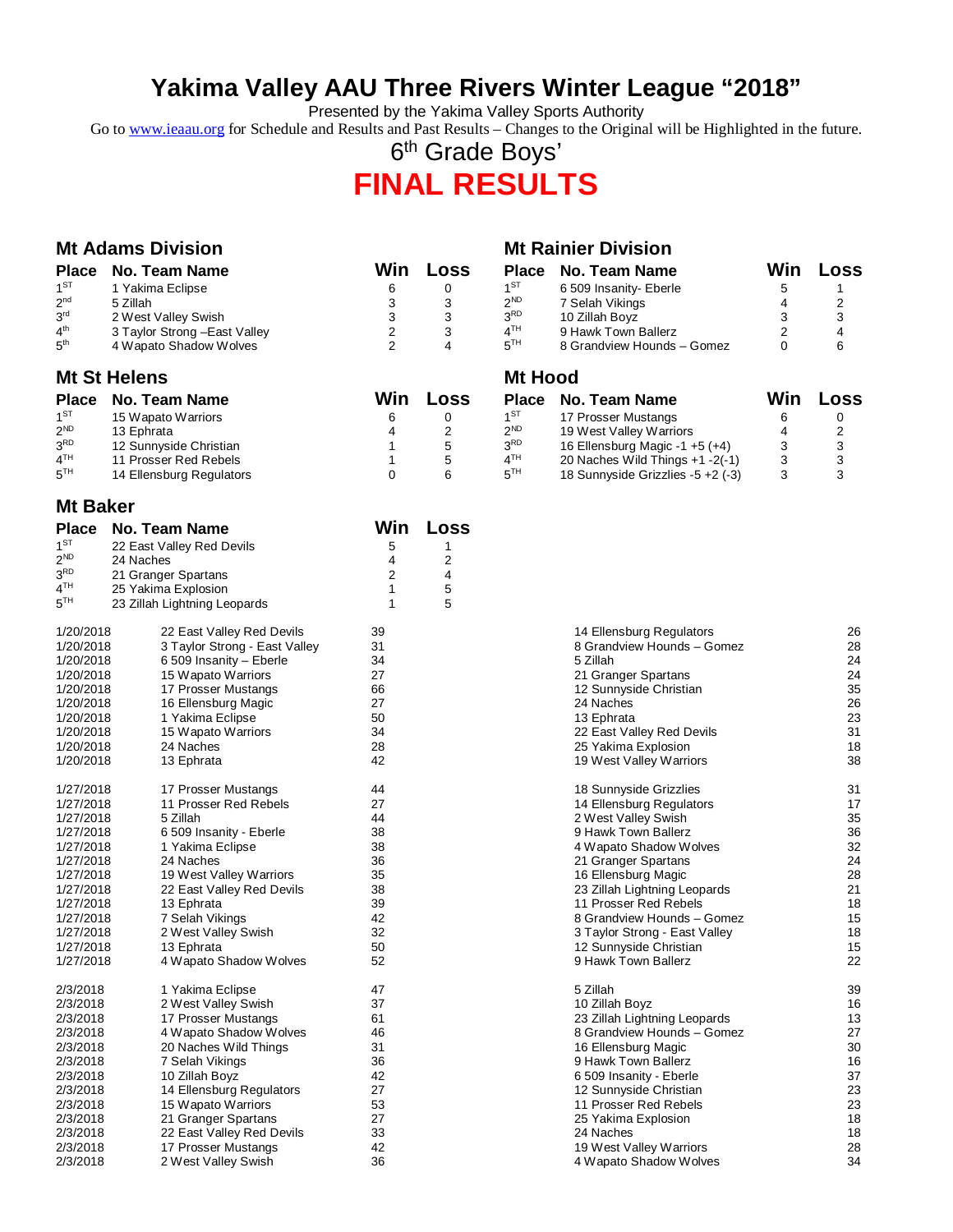# Yakima Valley AAU Three Rivers Winter League "2018"

Presented by the Yakima Valley Sports Authority

Go to www.ieaau.org for Schedule and Results and Past Results – Changes to the Original will be Highlighted in the future.

## 6th Grade Boys'

# FINAL RESULTS

### Mt Adams Division

| Place | No. Team Name | Win | Loss |
|---|---|---|---|
| 1ST | 1 Yakima Eclipse | 6 | 0 |
| 2nd | 5 Zillah | 3 | 3 |
| 3rd | 2 West Valley Swish | 3 | 3 |
| 4th | 3 Taylor Strong –East Valley | 2 | 3 |
| 5th | 4 Wapato Shadow Wolves | 2 | 4 |

### Mt Rainier Division

| Place | No. Team Name | Win | Loss |
|---|---|---|---|
| 1ST | 6 509 Insanity- Eberle | 5 | 1 |
| 2ND | 7 Selah Vikings | 4 | 2 |
| 3RD | 10 Zillah Boyz | 3 | 3 |
| 4TH | 9 Hawk Town Ballerz | 2 | 4 |
| 5TH | 8 Grandview Hounds – Gomez | 0 | 6 |

### Mt St Helens

| Place | No. Team Name | Win | Loss |
|---|---|---|---|
| 1ST | 15 Wapato Warriors | 6 | 0 |
| 2ND | 13 Ephrata | 4 | 2 |
| 3RD | 12 Sunnyside Christian | 1 | 5 |
| 4TH | 11 Prosser Red Rebels | 1 | 5 |
| 5TH | 14 Ellensburg Regulators | 0 | 6 |

### Mt Hood

| Place | No. Team Name | Win | Loss |
|---|---|---|---|
| 1ST | 17 Prosser Mustangs | 6 | 0 |
| 2ND | 19 West Valley Warriors | 4 | 2 |
| 3RD | 16 Ellensburg Magic -1 +5 (+4) | 3 | 3 |
| 4TH | 20 Naches Wild Things +1 -2(-1) | 3 | 3 |
| 5TH | 18 Sunnyside Grizzlies -5 +2 (-3) | 3 | 3 |

### Mt Baker

| Place | No. Team Name | Win | Loss |
|---|---|---|---|
| 1ST | 22 East Valley Red Devils | 5 | 1 |
| 2ND | 24 Naches | 4 | 2 |
| 3RD | 21 Granger Spartans | 2 | 4 |
| 4TH | 25 Yakima Explosion | 1 | 5 |
| 5TH | 23 Zillah Lightning Leopards | 1 | 5 |

| Date | Team | Score | Team | Score |
|---|---|---|---|---|
| 1/20/2018 | 22 East Valley Red Devils | 39 | 14 Ellensburg Regulators | 26 |
| 1/20/2018 | 3 Taylor Strong - East Valley | 31 | 8 Grandview Hounds – Gomez | 28 |
| 1/20/2018 | 6 509 Insanity – Eberle | 34 | 5 Zillah | 24 |
| 1/20/2018 | 15 Wapato Warriors | 27 | 21 Granger Spartans | 24 |
| 1/20/2018 | 17 Prosser Mustangs | 66 | 12 Sunnyside Christian | 35 |
| 1/20/2018 | 16 Ellensburg Magic | 27 | 24 Naches | 26 |
| 1/20/2018 | 1 Yakima Eclipse | 50 | 13 Ephrata | 23 |
| 1/20/2018 | 15 Wapato Warriors | 34 | 22 East Valley Red Devils | 31 |
| 1/20/2018 | 24 Naches | 28 | 25 Yakima Explosion | 18 |
| 1/20/2018 | 13 Ephrata | 42 | 19 West Valley Warriors | 38 |
| | | | | |
| 1/27/2018 | 17 Prosser Mustangs | 44 | 18 Sunnyside Grizzlies | 31 |
| 1/27/2018 | 11 Prosser Red Rebels | 27 | 14 Ellensburg Regulators | 17 |
| 1/27/2018 | 5 Zillah | 44 | 2 West Valley Swish | 35 |
| 1/27/2018 | 6 509 Insanity - Eberle | 38 | 9 Hawk Town Ballerz | 36 |
| 1/27/2018 | 1 Yakima Eclipse | 38 | 4 Wapato Shadow Wolves | 32 |
| 1/27/2018 | 24 Naches | 36 | 21 Granger Spartans | 24 |
| 1/27/2018 | 19 West Valley Warriors | 35 | 16 Ellensburg Magic | 28 |
| 1/27/2018 | 22 East Valley Red Devils | 38 | 23 Zillah Lightning Leopards | 21 |
| 1/27/2018 | 13 Ephrata | 39 | 11 Prosser Red Rebels | 18 |
| 1/27/2018 | 7 Selah Vikings | 42 | 8 Grandview Hounds – Gomez | 15 |
| 1/27/2018 | 2 West Valley Swish | 32 | 3 Taylor Strong - East Valley | 18 |
| 1/27/2018 | 13 Ephrata | 50 | 12 Sunnyside Christian | 15 |
| 1/27/2018 | 4 Wapato Shadow Wolves | 52 | 9 Hawk Town Ballerz | 22 |
| | | | | |
| 2/3/2018 | 1 Yakima Eclipse | 47 | 5 Zillah | 39 |
| 2/3/2018 | 2 West Valley Swish | 37 | 10 Zillah Boyz | 16 |
| 2/3/2018 | 17 Prosser Mustangs | 61 | 23 Zillah Lightning Leopards | 13 |
| 2/3/2018 | 4 Wapato Shadow Wolves | 46 | 8 Grandview Hounds – Gomez | 27 |
| 2/3/2018 | 20 Naches Wild Things | 31 | 16 Ellensburg Magic | 30 |
| 2/3/2018 | 7 Selah Vikings | 36 | 9 Hawk Town Ballerz | 16 |
| 2/3/2018 | 10 Zillah Boyz | 42 | 6 509 Insanity - Eberle | 37 |
| 2/3/2018 | 14 Ellensburg Regulators | 27 | 12 Sunnyside Christian | 23 |
| 2/3/2018 | 15 Wapato Warriors | 53 | 11 Prosser Red Rebels | 23 |
| 2/3/2018 | 21 Granger Spartans | 27 | 25 Yakima Explosion | 18 |
| 2/3/2018 | 22 East Valley Red Devils | 33 | 24 Naches | 18 |
| 2/3/2018 | 17 Prosser Mustangs | 42 | 19 West Valley Warriors | 28 |
| 2/3/2018 | 2 West Valley Swish | 36 | 4 Wapato Shadow Wolves | 34 |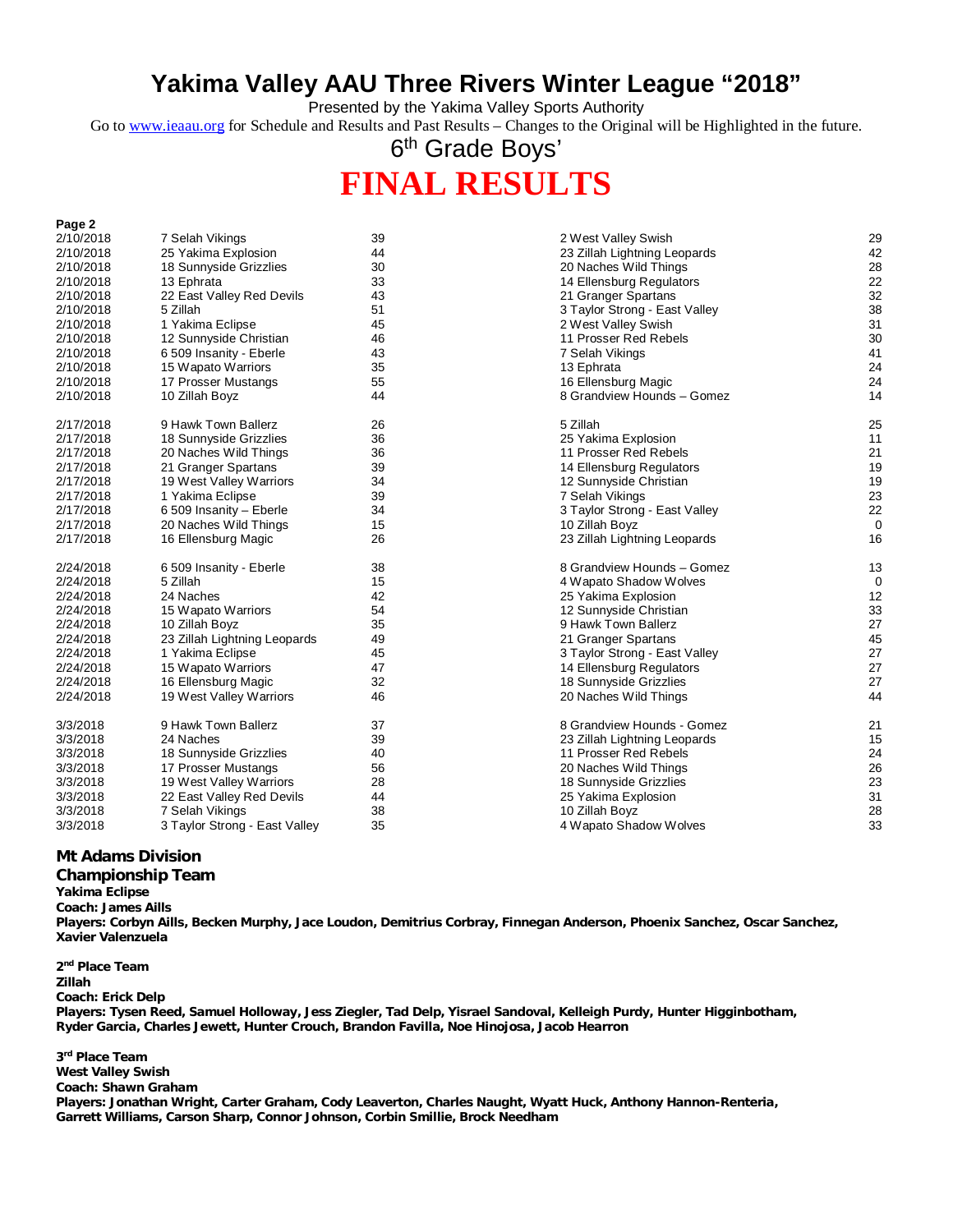# Yakima Valley AAU Three Rivers Winter League “2018”

Presented by the Yakima Valley Sports Authority

Go to www.ieaau.org for Schedule and Results and Past Results – Changes to the Original will be Highlighted in the future.

6th Grade Boys’

# FINAL RESULTS

**Page 2**

| Date | Team | Score | Team | Score |
|---|---|---|---|---|
| 2/10/2018 | 7 Selah Vikings | 39 | 2 West Valley Swish | 29 |
| 2/10/2018 | 25 Yakima Explosion | 44 | 23 Zillah Lightning Leopards | 42 |
| 2/10/2018 | 18 Sunnyside Grizzlies | 30 | 20 Naches Wild Things | 28 |
| 2/10/2018 | 13 Ephrata | 33 | 14 Ellensburg Regulators | 22 |
| 2/10/2018 | 22 East Valley Red Devils | 43 | 21 Granger Spartans | 32 |
| 2/10/2018 | 5 Zillah | 51 | 3 Taylor Strong - East Valley | 38 |
| 2/10/2018 | 1 Yakima Eclipse | 45 | 2 West Valley Swish | 31 |
| 2/10/2018 | 12 Sunnyside Christian | 46 | 11 Prosser Red Rebels | 30 |
| 2/10/2018 | 6 509 Insanity - Eberle | 43 | 7 Selah Vikings | 41 |
| 2/10/2018 | 15 Wapato Warriors | 35 | 13 Ephrata | 24 |
| 2/10/2018 | 17 Prosser Mustangs | 55 | 16 Ellensburg Magic | 24 |
| 2/10/2018 | 10 Zillah Boyz | 44 | 8 Grandview Hounds – Gomez | 14 |
| | | | | |
| 2/17/2018 | 9 Hawk Town Ballerz | 26 | 5 Zillah | 25 |
| 2/17/2018 | 18 Sunnyside Grizzlies | 36 | 25 Yakima Explosion | 11 |
| 2/17/2018 | 20 Naches Wild Things | 36 | 11 Prosser Red Rebels | 21 |
| 2/17/2018 | 21 Granger Spartans | 39 | 14 Ellensburg Regulators | 19 |
| 2/17/2018 | 19 West Valley Warriors | 34 | 12 Sunnyside Christian | 19 |
| 2/17/2018 | 1 Yakima Eclipse | 39 | 7 Selah Vikings | 23 |
| 2/17/2018 | 6 509 Insanity – Eberle | 34 | 3 Taylor Strong - East Valley | 22 |
| 2/17/2018 | 20 Naches Wild Things | 15 | 10 Zillah Boyz | 0 |
| 2/17/2018 | 16 Ellensburg Magic | 26 | 23 Zillah Lightning Leopards | 16 |
| | | | | |
| 2/24/2018 | 6 509 Insanity - Eberle | 38 | 8 Grandview Hounds – Gomez | 13 |
| 2/24/2018 | 5 Zillah | 15 | 4 Wapato Shadow Wolves | 0 |
| 2/24/2018 | 24 Naches | 42 | 25 Yakima Explosion | 12 |
| 2/24/2018 | 15 Wapato Warriors | 54 | 12 Sunnyside Christian | 33 |
| 2/24/2018 | 10 Zillah Boyz | 35 | 9 Hawk Town Ballerz | 27 |
| 2/24/2018 | 23 Zillah Lightning Leopards | 49 | 21 Granger Spartans | 45 |
| 2/24/2018 | 1 Yakima Eclipse | 45 | 3 Taylor Strong - East Valley | 27 |
| 2/24/2018 | 15 Wapato Warriors | 47 | 14 Ellensburg Regulators | 27 |
| 2/24/2018 | 16 Ellensburg Magic | 32 | 18 Sunnyside Grizzlies | 27 |
| 2/24/2018 | 19 West Valley Warriors | 46 | 20 Naches Wild Things | 44 |
| | | | | |
| 3/3/2018 | 9 Hawk Town Ballerz | 37 | 8 Grandview Hounds - Gomez | 21 |
| 3/3/2018 | 24 Naches | 39 | 23 Zillah Lightning Leopards | 15 |
| 3/3/2018 | 18 Sunnyside Grizzlies | 40 | 11 Prosser Red Rebels | 24 |
| 3/3/2018 | 17 Prosser Mustangs | 56 | 20 Naches Wild Things | 26 |
| 3/3/2018 | 19 West Valley Warriors | 28 | 18 Sunnyside Grizzlies | 23 |
| 3/3/2018 | 22 East Valley Red Devils | 44 | 25 Yakima Explosion | 31 |
| 3/3/2018 | 7 Selah Vikings | 38 | 10 Zillah Boyz | 28 |
| 3/3/2018 | 3 Taylor Strong - East Valley | 35 | 4 Wapato Shadow Wolves | 33 |

## Mt Adams Division

### Championship Team

**Yakima Eclipse**
**Coach: James Aills**
**Players: Corbyn Aills, Becken Murphy, Jace Loudon, Demitrius Corbray, Finnegan Anderson, Phoenix Sanchez, Oscar Sanchez, Xavier Valenzuela**

**2nd Place Team**
**Zillah**
**Coach: Erick Delp**
**Players: Tysen Reed, Samuel Holloway, Jess Ziegler, Tad Delp, Yisrael Sandoval, Kelleigh Purdy, Hunter Higginbotham, Ryder Garcia, Charles Jewett, Hunter Crouch, Brandon Favilla, Noe Hinojosa, Jacob Hearron**

**3rd Place Team**
**West Valley Swish**
**Coach: Shawn Graham**
**Players: Jonathan Wright, Carter Graham, Cody Leaverton, Charles Naught, Wyatt Huck, Anthony Hannon-Renteria, Garrett Williams, Carson Sharp, Connor Johnson, Corbin Smillie, Brock Needham**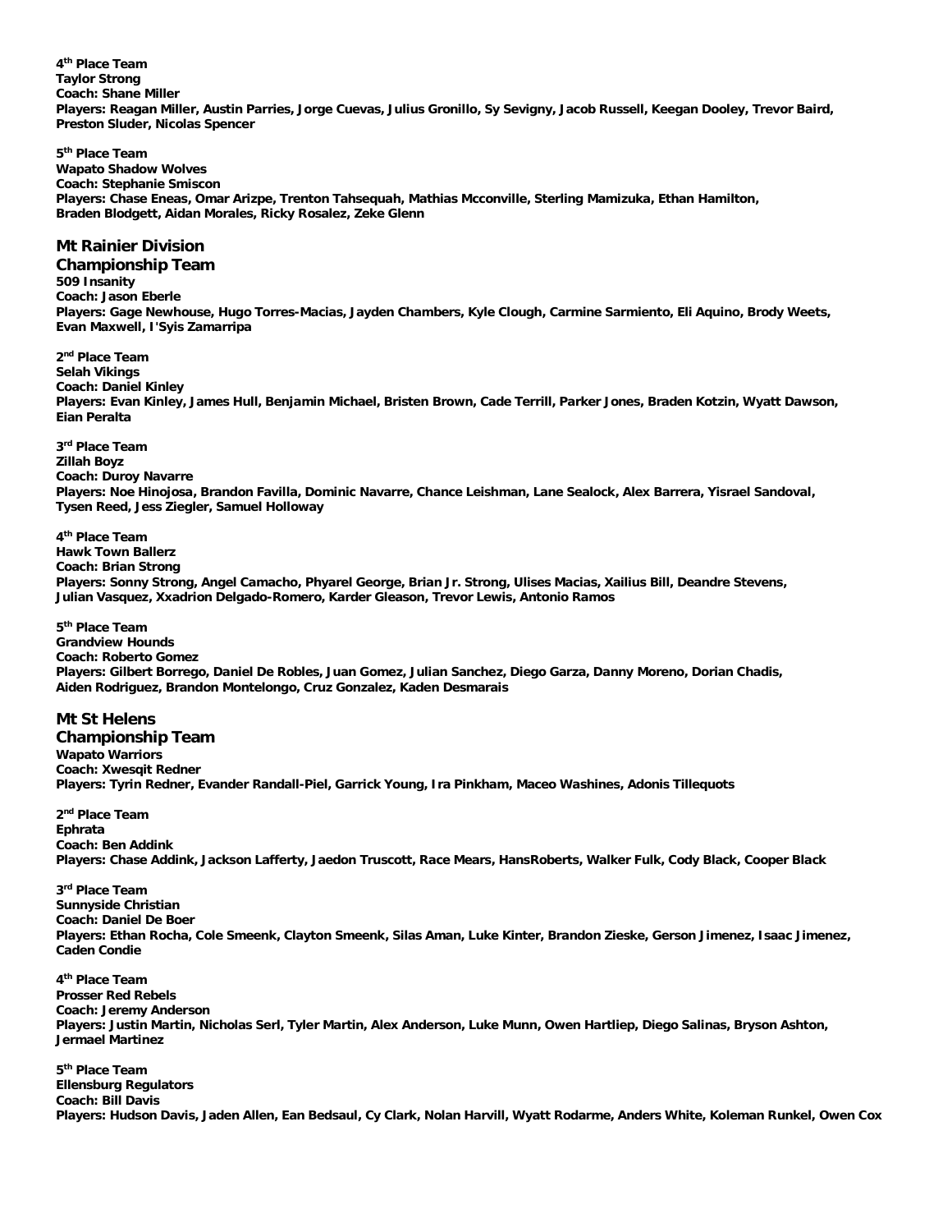**4th Place Team**
**Taylor Strong**
**Coach: Shane Miller**
**Players: Reagan Miller, Austin Parries, Jorge Cuevas, Julius Gronillo, Sy Sevigny, Jacob Russell, Keegan Dooley, Trevor Baird, Preston Sluder, Nicolas Spencer**

**5th Place Team**
**Wapato Shadow Wolves**
**Coach: Stephanie Smiscon**
**Players: Chase Eneas, Omar Arizpe, Trenton Tahsequah, Mathias Mcconville, Sterling Mamizuka, Ethan Hamilton, Braden Blodgett, Aidan Morales, Ricky Rosalez, Zeke Glenn**

## Mt Rainier Division

### Championship Team

**509 Insanity**
**Coach: Jason Eberle**
**Players: Gage Newhouse, Hugo Torres-Macias, Jayden Chambers, Kyle Clough, Carmine Sarmiento, Eli Aquino, Brody Weets, Evan Maxwell, I'Syis Zamarripa**

**2nd Place Team**
**Selah Vikings**
**Coach: Daniel Kinley**
**Players: Evan Kinley, James Hull, Benjamin Michael, Bristen Brown, Cade Terrill, Parker Jones, Braden Kotzin, Wyatt Dawson, Eian Peralta**

**3rd Place Team**
**Zillah Boyz**
**Coach: Duroy Navarre**
**Players: Noe Hinojosa, Brandon Favilla, Dominic Navarre, Chance Leishman, Lane Sealock, Alex Barrera, Yisrael Sandoval, Tysen Reed, Jess Ziegler, Samuel Holloway**

**4th Place Team**
**Hawk Town Ballerz**
**Coach: Brian Strong**
**Players: Sonny Strong, Angel Camacho, Phyarel George, Brian Jr. Strong, Ulises Macias, Xailius Bill, Deandre Stevens, Julian Vasquez, Xxadrion Delgado-Romero, Karder Gleason, Trevor Lewis, Antonio Ramos**

**5th Place Team**
**Grandview Hounds**
**Coach: Roberto Gomez**
**Players: Gilbert Borrego, Daniel De Robles, Juan Gomez, Julian Sanchez, Diego Garza, Danny Moreno, Dorian Chadis, Aiden Rodriguez, Brandon Montelongo, Cruz Gonzalez, Kaden Desmarais**

## Mt St Helens

### Championship Team

**Wapato Warriors**
**Coach: Xwesqit Redner**
**Players: Tyrin Redner, Evander Randall-Piel, Garrick Young, Ira Pinkham, Maceo Washines, Adonis Tillequots**

**2nd Place Team**
**Ephrata**
**Coach: Ben Addink**
**Players: Chase Addink, Jackson Lafferty, Jaedon Truscott, Race Mears, HansRoberts, Walker Fulk, Cody Black, Cooper Black**

**3rd Place Team**
**Sunnyside Christian**
**Coach: Daniel De Boer**
**Players: Ethan Rocha, Cole Smeenk, Clayton Smeenk, Silas Aman, Luke Kinter, Brandon Zieske, Gerson Jimenez, Isaac Jimenez, Caden Condie**

**4th Place Team**
**Prosser Red Rebels**
**Coach: Jeremy Anderson**
**Players: Justin Martin, Nicholas Serl, Tyler Martin, Alex Anderson, Luke Munn, Owen Hartliep, Diego Salinas, Bryson Ashton, Jermael Martinez**

**5th Place Team**
**Ellensburg Regulators**
**Coach: Bill Davis**
**Players: Hudson Davis, Jaden Allen, Ean Bedsaul, Cy Clark, Nolan Harvill, Wyatt Rodarme, Anders White, Koleman Runkel, Owen Cox**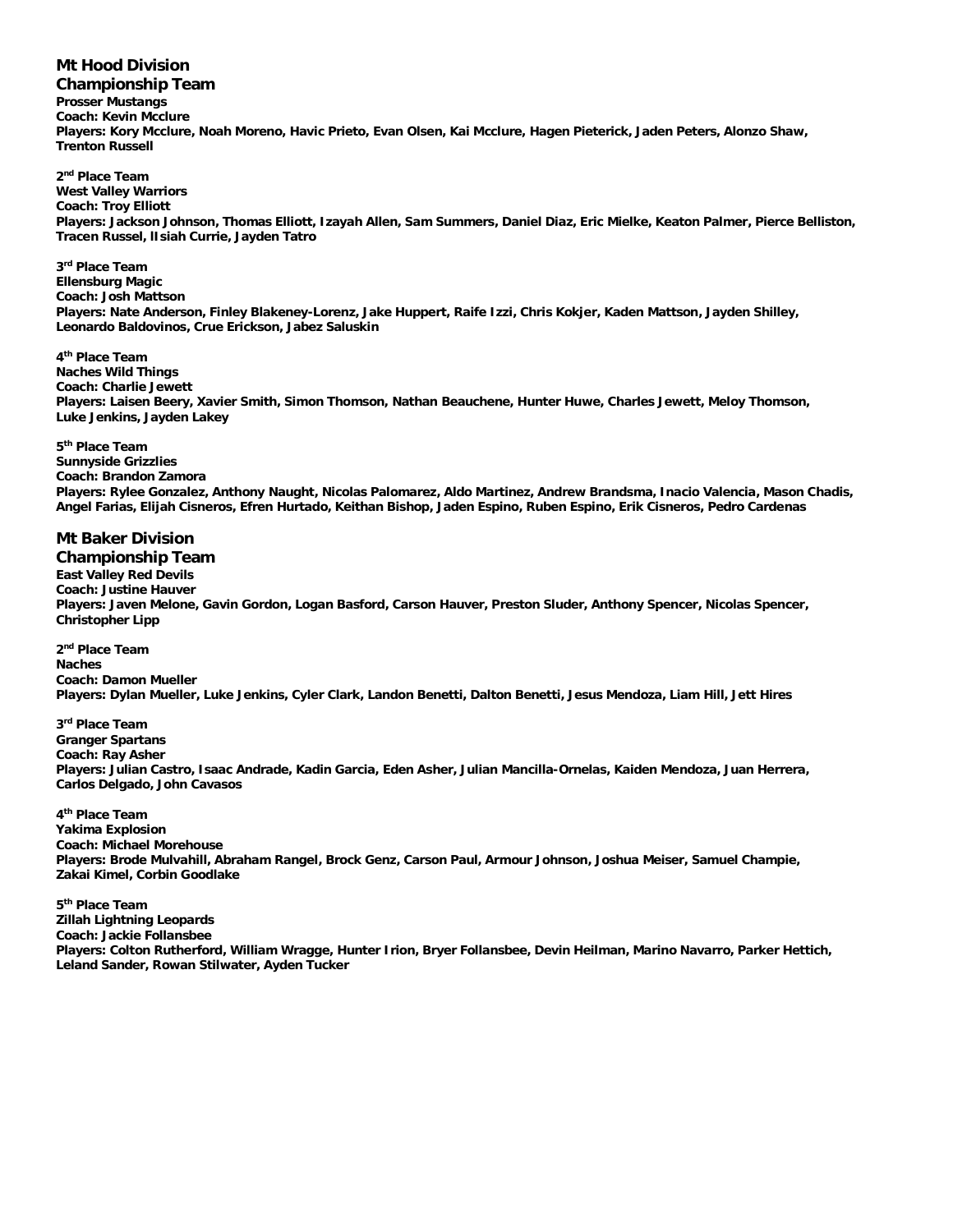## Mt Hood Division

### Championship Team

**Prosser Mustangs**
**Coach: Kevin Mcclure**
**Players: Kory Mcclure, Noah Moreno, Havic Prieto, Evan Olsen, Kai Mcclure, Hagen Pieterick, Jaden Peters, Alonzo Shaw, Trenton Russell**

**2nd Place Team**
**West Valley Warriors**
**Coach: Troy Elliott**
**Players: Jackson Johnson, Thomas Elliott, Izayah Allen, Sam Summers, Daniel Diaz, Eric Mielke, Keaton Palmer, Pierce Belliston, Tracen Russel, lIsiah Currie, Jayden Tatro**

**3rd Place Team**
**Ellensburg Magic**
**Coach: Josh Mattson**
**Players: Nate Anderson, Finley Blakeney-Lorenz, Jake Huppert, Raife Izzi, Chris Kokjer, Kaden Mattson, Jayden Shilley, Leonardo Baldovinos, Crue Erickson, Jabez Saluskin**

**4th Place Team**
**Naches Wild Things**
**Coach: Charlie Jewett**
**Players: Laisen Beery, Xavier Smith, Simon Thomson, Nathan Beauchene, Hunter Huwe, Charles Jewett, Meloy Thomson, Luke Jenkins, Jayden Lakey**

**5th Place Team**
**Sunnyside Grizzlies**
**Coach: Brandon Zamora**
**Players: Rylee Gonzalez, Anthony Naught, Nicolas Palomarez, Aldo Martinez, Andrew Brandsma, Inacio Valencia, Mason Chadis, Angel Farias, Elijah Cisneros, Efren Hurtado, Keithan Bishop, Jaden Espino, Ruben Espino, Erik Cisneros, Pedro Cardenas**

## Mt Baker Division

### Championship Team

**East Valley Red Devils**
**Coach: Justine Hauver**
**Players: Javen Melone, Gavin Gordon, Logan Basford, Carson Hauver, Preston Sluder, Anthony Spencer, Nicolas Spencer, Christopher Lipp**

**2nd Place Team**
**Naches**
**Coach: Damon Mueller**
**Players: Dylan Mueller, Luke Jenkins, Cyler Clark, Landon Benetti, Dalton Benetti, Jesus Mendoza, Liam Hill, Jett Hires**

**3rd Place Team**
**Granger Spartans**
**Coach: Ray Asher**
**Players: Julian Castro, Isaac Andrade, Kadin Garcia, Eden Asher, Julian Mancilla-Ornelas, Kaiden Mendoza, Juan Herrera, Carlos Delgado, John Cavasos**

**4th Place Team**
**Yakima Explosion**
**Coach: Michael Morehouse**
**Players: Brode Mulvahill, Abraham Rangel, Brock Genz, Carson Paul, Armour Johnson, Joshua Meiser, Samuel Champie, Zakai Kimel, Corbin Goodlake**

**5th Place Team**
**Zillah Lightning Leopards**
**Coach: Jackie Follansbee**
**Players: Colton Rutherford, William Wragge, Hunter Irion, Bryer Follansbee, Devin Heilman, Marino Navarro, Parker Hettich, Leland Sander, Rowan Stilwater, Ayden Tucker**